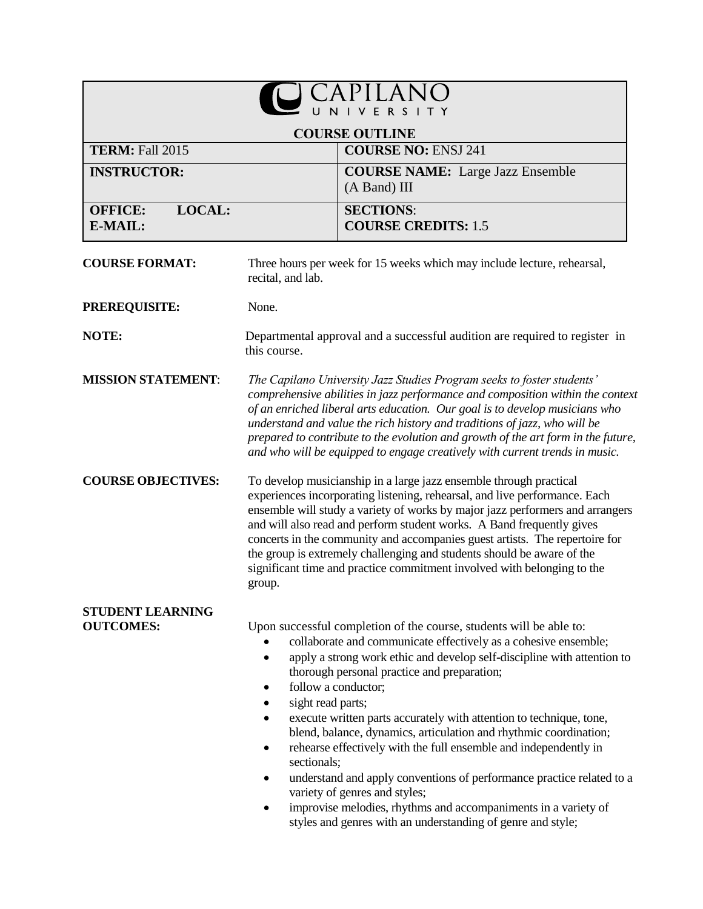# CAPILANO UNIVERSITY

## COURSE OUTLINE

| | |
|---|---|
| **TERM:** Fall 2015 | **COURSE NO:** ENSJ 241 |
| **INSTRUCTOR:** | **COURSE NAME:** Large Jazz Ensemble (A Band) III |
| **OFFICE: LOCAL:** **E-MAIL:** | **SECTIONS:** **COURSE CREDITS:** 1.5 |

**COURSE FORMAT:** Three hours per week for 15 weeks which may include lecture, rehearsal, recital, and lab.

**PREREQUISITE:** None.

**NOTE:** Departmental approval and a successful audition are required to register in this course.

**MISSION STATEMENT**: *The Capilano University Jazz Studies Program seeks to foster students' comprehensive abilities in jazz performance and composition within the context of an enriched liberal arts education. Our goal is to develop musicians who understand and value the rich history and traditions of jazz, who will be prepared to contribute to the evolution and growth of the art form in the future, and who will be equipped to engage creatively with current trends in music.*

**COURSE OBJECTIVES:** To develop musicianship in a large jazz ensemble through practical experiences incorporating listening, rehearsal, and live performance. Each ensemble will study a variety of works by major jazz performers and arrangers and will also read and perform student works. A Band frequently gives concerts in the community and accompanies guest artists. The repertoire for the group is extremely challenging and students should be aware of the significant time and practice commitment involved with belonging to the group.

**STUDENT LEARNING OUTCOMES:** Upon successful completion of the course, students will be able to:

- collaborate and communicate effectively as a cohesive ensemble;
- apply a strong work ethic and develop self-discipline with attention to thorough personal practice and preparation;
- follow a conductor;
- sight read parts;
- execute written parts accurately with attention to technique, tone, blend, balance, dynamics, articulation and rhythmic coordination;
- rehearse effectively with the full ensemble and independently in sectionals;
- understand and apply conventions of performance practice related to a variety of genres and styles;
- improvise melodies, rhythms and accompaniments in a variety of styles and genres with an understanding of genre and style;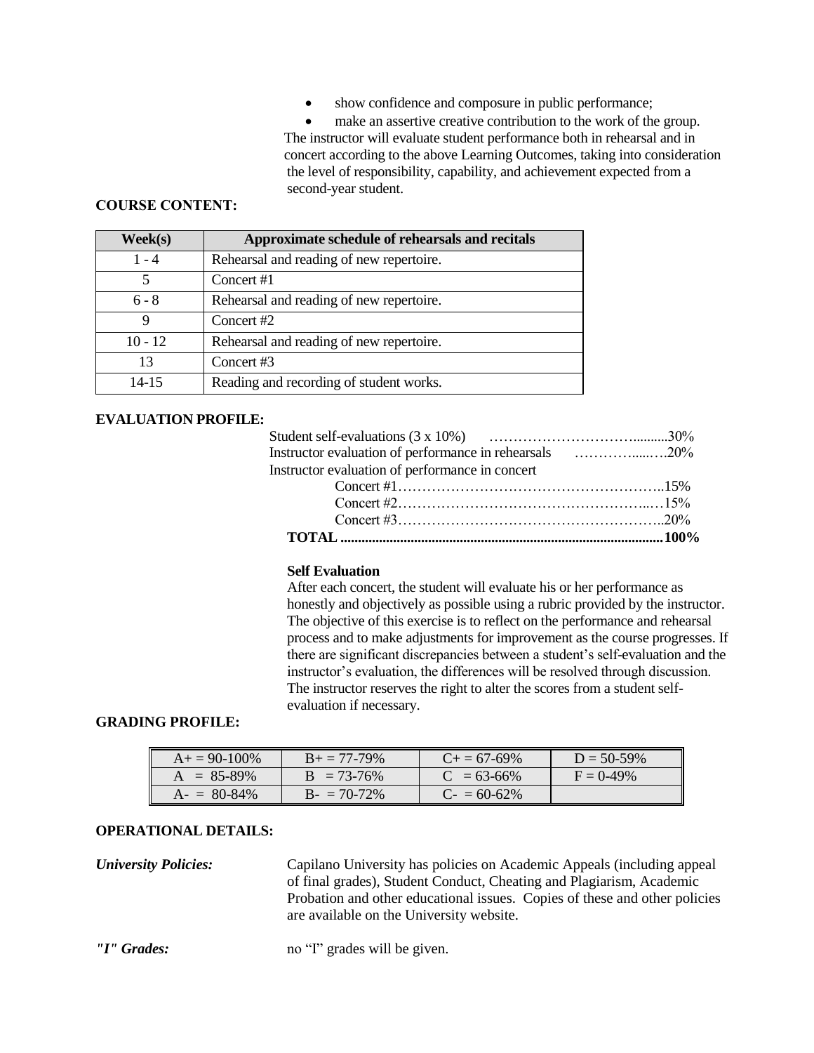- show confidence and composure in public performance;
- make an assertive creative contribution to the work of the group.

The instructor will evaluate student performance both in rehearsal and in concert according to the above Learning Outcomes, taking into consideration the level of responsibility, capability, and achievement expected from a second-year student.

**COURSE CONTENT:**

| Week(s) | Approximate schedule of rehearsals and recitals |
|---|---|
| 1 - 4 | Rehearsal and reading of new repertoire. |
| 5 | Concert #1 |
| 6 - 8 | Rehearsal and reading of new repertoire. |
| 9 | Concert #2 |
| 10 - 12 | Rehearsal and reading of new repertoire. |
| 13 | Concert #3 |
| 14-15 | Reading and recording of student works. |

**EVALUATION PROFILE:**

Student self-evaluations (3 x 10%) ……………………………..........30%
Instructor evaluation of performance in rehearsals ………….....….20%
Instructor evaluation of performance in concert
Concert #1………………………………………………..15%
Concert #2……………………………………………..…15%
Concert #3………………………………………………..20%
**TOTAL ............................................................................................100%**

**Self Evaluation**

After each concert, the student will evaluate his or her performance as honestly and objectively as possible using a rubric provided by the instructor. The objective of this exercise is to reflect on the performance and rehearsal process and to make adjustments for improvement as the course progresses. If there are significant discrepancies between a student's self-evaluation and the instructor's evaluation, the differences will be resolved through discussion. The instructor reserves the right to alter the scores from a student self-evaluation if necessary.

**GRADING PROFILE:**

| | | | |
|---|---|---|---|
| A+ = 90-100% | B+ = 77-79% | C+ = 67-69% | D = 50-59% |
| A = 85-89% | B = 73-76% | C = 63-66% | F = 0-49% |
| A- = 80-84% | B- = 70-72% | C- = 60-62% | |

**OPERATIONAL DETAILS:**

***University Policies:*** Capilano University has policies on Academic Appeals (including appeal of final grades), Student Conduct, Cheating and Plagiarism, Academic Probation and other educational issues. Copies of these and other policies are available on the University website.

***"I" Grades:*** no "I" grades will be given.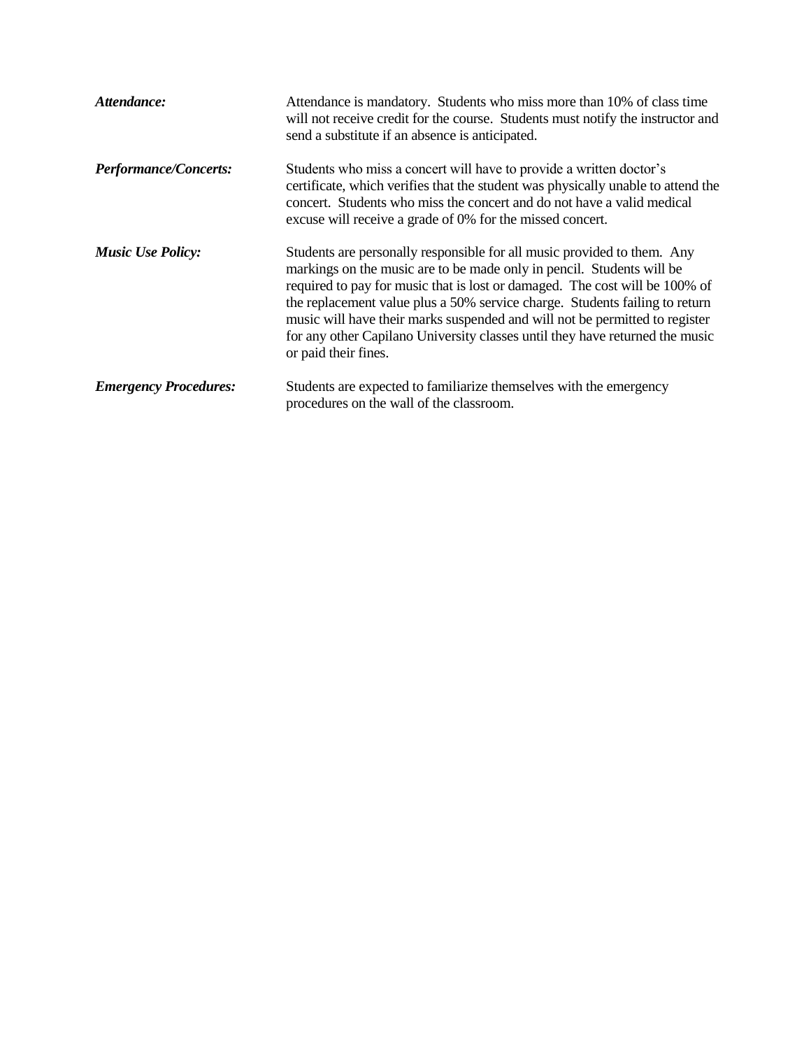***Attendance:*** Attendance is mandatory. Students who miss more than 10% of class time will not receive credit for the course. Students must notify the instructor and send a substitute if an absence is anticipated.

***Performance/Concerts:*** Students who miss a concert will have to provide a written doctor's certificate, which verifies that the student was physically unable to attend the concert. Students who miss the concert and do not have a valid medical excuse will receive a grade of 0% for the missed concert.

***Music Use Policy:*** Students are personally responsible for all music provided to them. Any markings on the music are to be made only in pencil. Students will be required to pay for music that is lost or damaged. The cost will be 100% of the replacement value plus a 50% service charge. Students failing to return music will have their marks suspended and will not be permitted to register for any other Capilano University classes until they have returned the music or paid their fines.

***Emergency Procedures:*** Students are expected to familiarize themselves with the emergency procedures on the wall of the classroom.